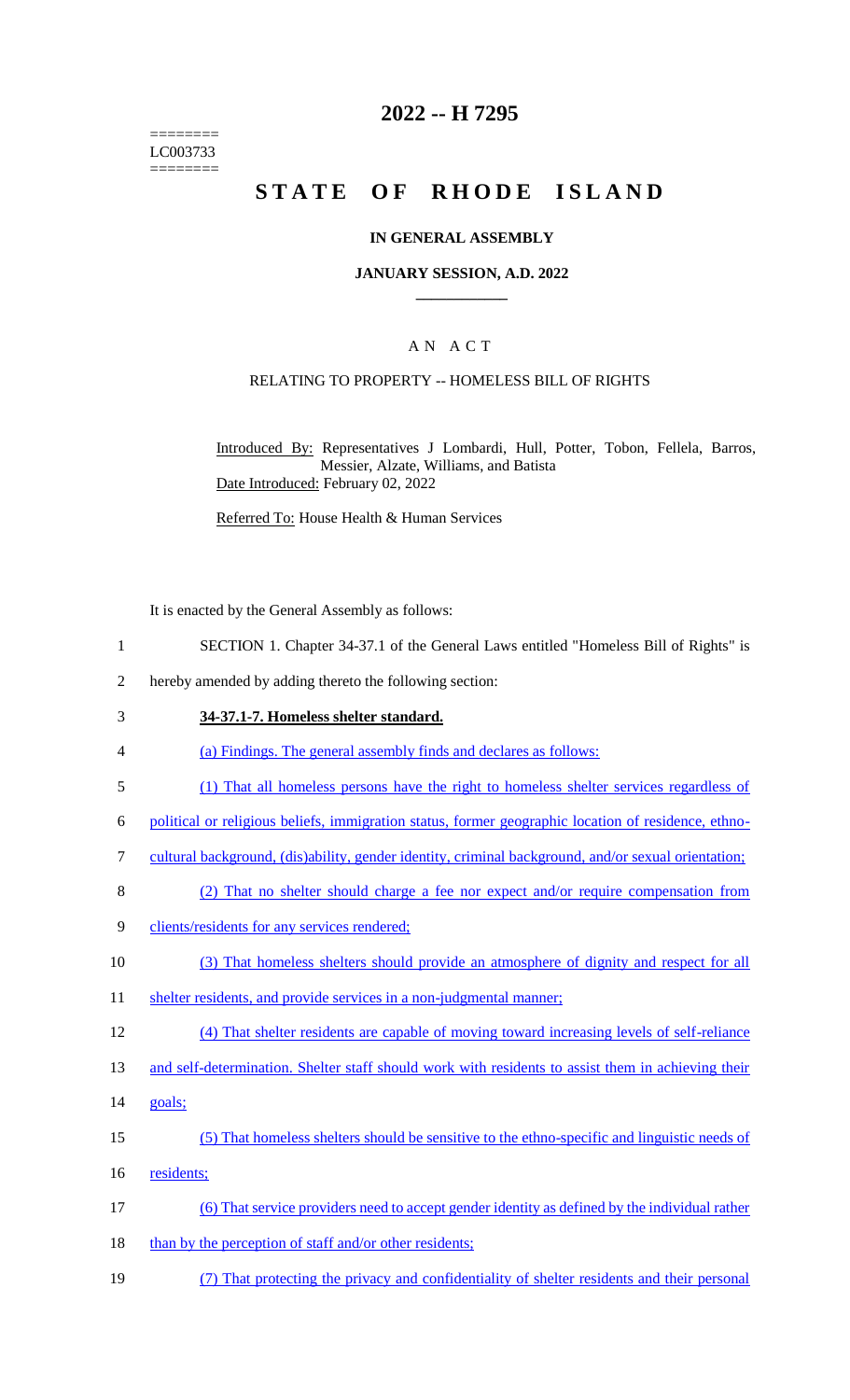# 2022 -- H 7295

========
LC003733
========

# STATE OF RHODE ISLAND

## IN GENERAL ASSEMBLY

### JANUARY SESSION, A.D. 2022

### A N A C T

RELATING TO PROPERTY -- HOMELESS BILL OF RIGHTS

Introduced By: Representatives J Lombardi, Hull, Potter, Tobon, Fellela, Barros, Messier, Alzate, Williams, and Batista

Date Introduced: February 02, 2022

Referred To: House Health & Human Services

It is enacted by the General Assembly as follows:

1 SECTION 1. Chapter 34-37.1 of the General Laws entitled "Homeless Bill of Rights" is
2 hereby amended by adding thereto the following section:

3 **34-37.1-7. Homeless shelter standard.**

4 (a) Findings. The general assembly finds and declares as follows:

5 (1) That all homeless persons have the right to homeless shelter services regardless of
6 political or religious beliefs, immigration status, former geographic location of residence, ethno-
7 cultural background, (dis)ability, gender identity, criminal background, and/or sexual orientation;

8 (2) That no shelter should charge a fee nor expect and/or require compensation from
9 clients/residents for any services rendered;

10 (3) That homeless shelters should provide an atmosphere of dignity and respect for all
11 shelter residents, and provide services in a non-judgmental manner;

12 (4) That shelter residents are capable of moving toward increasing levels of self-reliance
13 and self-determination. Shelter staff should work with residents to assist them in achieving their
14 goals;

15 (5) That homeless shelters should be sensitive to the ethno-specific and linguistic needs of
16 residents;

17 (6) That service providers need to accept gender identity as defined by the individual rather
18 than by the perception of staff and/or other residents;

19 (7) That protecting the privacy and confidentiality of shelter residents and their personal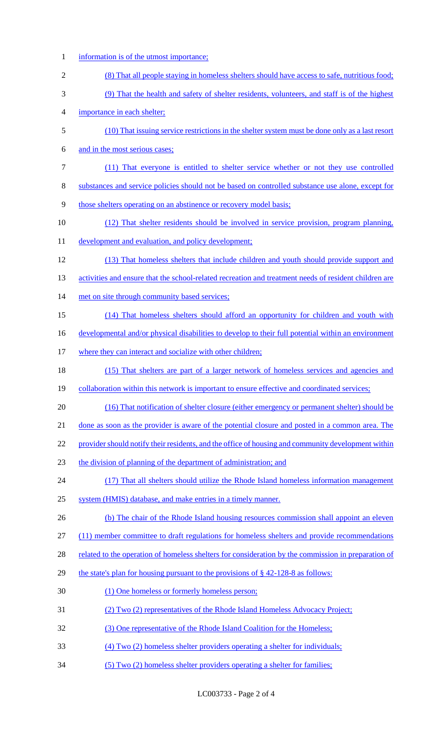information is of the utmost importance;

(8) That all people staying in homeless shelters should have access to safe, nutritious food;

(9) That the health and safety of shelter residents, volunteers, and staff is of the highest importance in each shelter;

(10) That issuing service restrictions in the shelter system must be done only as a last resort and in the most serious cases;

(11) That everyone is entitled to shelter service whether or not they use controlled substances and service policies should not be based on controlled substance use alone, except for those shelters operating on an abstinence or recovery model basis;

(12) That shelter residents should be involved in service provision, program planning, development and evaluation, and policy development;

(13) That homeless shelters that include children and youth should provide support and activities and ensure that the school-related recreation and treatment needs of resident children are met on site through community based services;

(14) That homeless shelters should afford an opportunity for children and youth with developmental and/or physical disabilities to develop to their full potential within an environment where they can interact and socialize with other children;

(15) That shelters are part of a larger network of homeless services and agencies and collaboration within this network is important to ensure effective and coordinated services;

(16) That notification of shelter closure (either emergency or permanent shelter) should be done as soon as the provider is aware of the potential closure and posted in a common area. The provider should notify their residents, and the office of housing and community development within the division of planning of the department of administration; and

(17) That all shelters should utilize the Rhode Island homeless information management system (HMIS) database, and make entries in a timely manner.

(b) The chair of the Rhode Island housing resources commission shall appoint an eleven (11) member committee to draft regulations for homeless shelters and provide recommendations related to the operation of homeless shelters for consideration by the commission in preparation of the state's plan for housing pursuant to the provisions of § 42-128-8 as follows:

(1) One homeless or formerly homeless person;

(2) Two (2) representatives of the Rhode Island Homeless Advocacy Project;

(3) One representative of the Rhode Island Coalition for the Homeless;

(4) Two (2) homeless shelter providers operating a shelter for individuals;

(5) Two (2) homeless shelter providers operating a shelter for families;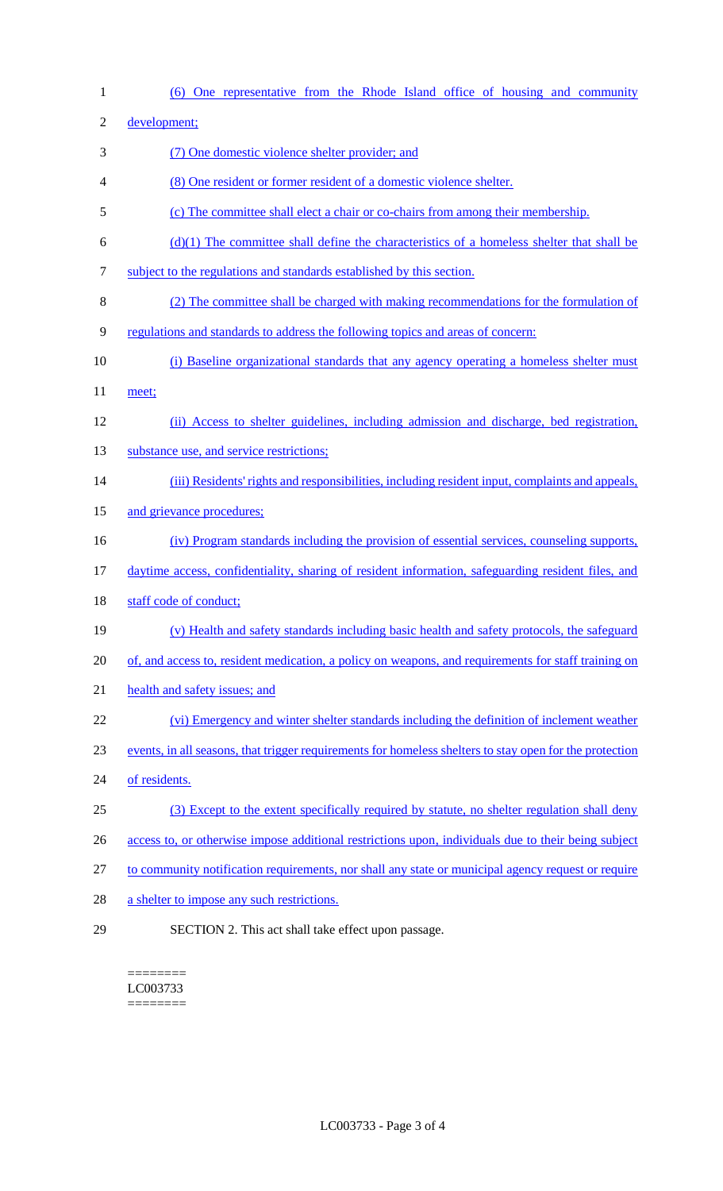(6) One representative from the Rhode Island office of housing and community development;

(7) One domestic violence shelter provider; and

(8) One resident or former resident of a domestic violence shelter.

(c) The committee shall elect a chair or co-chairs from among their membership.

(d)(1) The committee shall define the characteristics of a homeless shelter that shall be subject to the regulations and standards established by this section.

(2) The committee shall be charged with making recommendations for the formulation of regulations and standards to address the following topics and areas of concern:

(i) Baseline organizational standards that any agency operating a homeless shelter must meet;

(ii) Access to shelter guidelines, including admission and discharge, bed registration, substance use, and service restrictions;

(iii) Residents' rights and responsibilities, including resident input, complaints and appeals, and grievance procedures;

(iv) Program standards including the provision of essential services, counseling supports, daytime access, confidentiality, sharing of resident information, safeguarding resident files, and staff code of conduct;

(v) Health and safety standards including basic health and safety protocols, the safeguard of, and access to, resident medication, a policy on weapons, and requirements for staff training on health and safety issues; and

(vi) Emergency and winter shelter standards including the definition of inclement weather events, in all seasons, that trigger requirements for homeless shelters to stay open for the protection of residents.

(3) Except to the extent specifically required by statute, no shelter regulation shall deny access to, or otherwise impose additional restrictions upon, individuals due to their being subject to community notification requirements, nor shall any state or municipal agency request or require a shelter to impose any such restrictions.

SECTION 2. This act shall take effect upon passage.

========
LC003733
========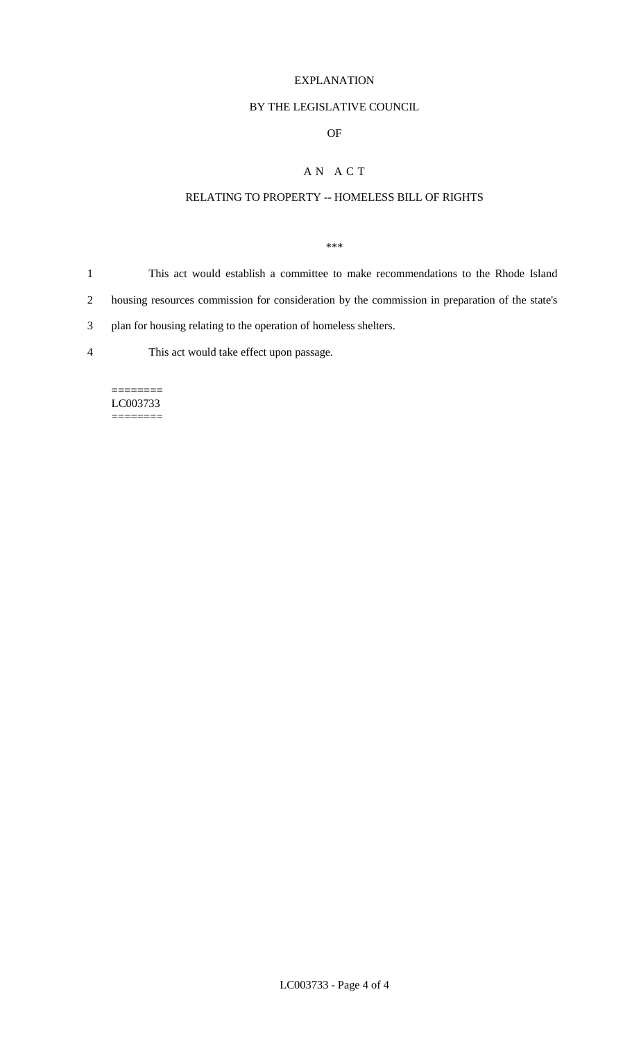EXPLANATION

BY THE LEGISLATIVE COUNCIL

OF

A N A C T

RELATING TO PROPERTY -- HOMELESS BILL OF RIGHTS

\*\*\*

1 This act would establish a committee to make recommendations to the Rhode Island
2 housing resources commission for consideration by the commission in preparation of the state's
3 plan for housing relating to the operation of homeless shelters.
4 This act would take effect upon passage.

========
LC003733
========